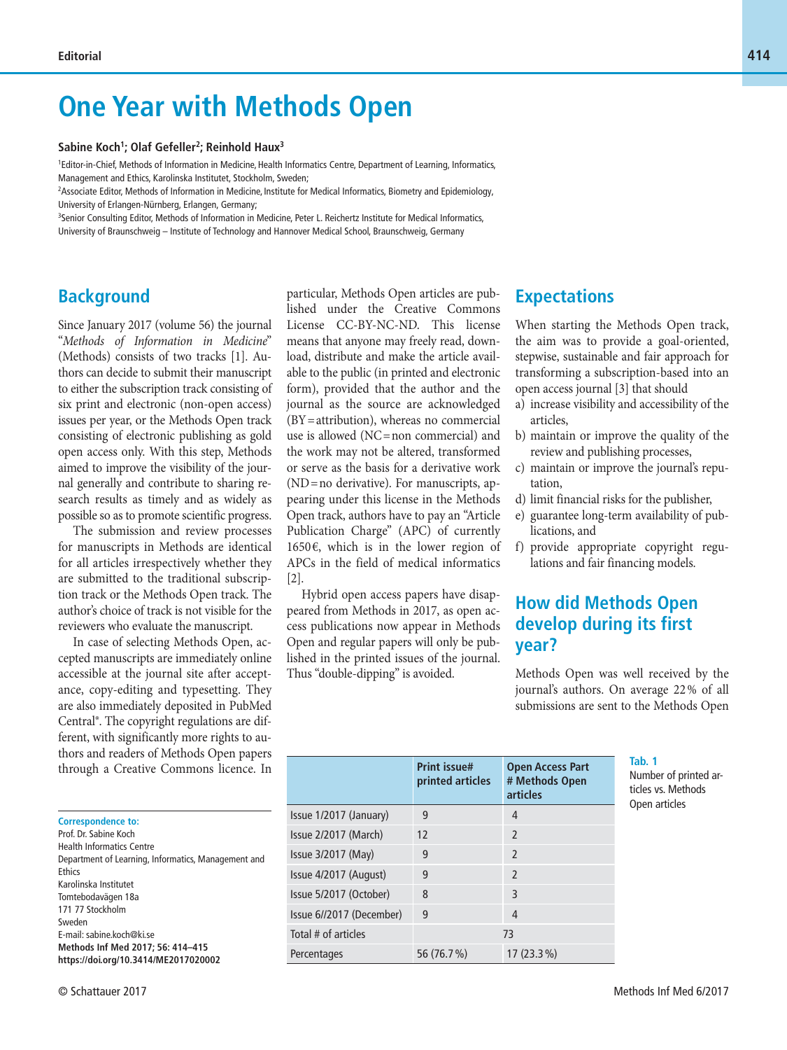# One Year with Methods Open

**Sabine Koch[1]; Olaf Gefeller[2]; Reinhold Haux[3]**

[1]Editor-in-Chief, Methods of Information in Medicine, Health Informatics Centre, Department of Learning, Informatics, Management and Ethics, Karolinska Institutet, Stockholm, Sweden;
[2]Associate Editor, Methods of Information in Medicine, Institute for Medical Informatics, Biometry and Epidemiology, University of Erlangen-Nürnberg, Erlangen, Germany;
[3]Senior Consulting Editor, Methods of Information in Medicine, Peter L. Reichertz Institute for Medical Informatics, University of Braunschweig – Institute of Technology and Hannover Medical School, Braunschweig, Germany

## Background

Since January 2017 (volume 56) the journal "*Methods of Information in Medicine*" (Methods) consists of two tracks [1]. Authors can decide to submit their manuscript to either the subscription track consisting of six print and electronic (non-open access) issues per year, or the Methods Open track consisting of electronic publishing as gold open access only. With this step, Methods aimed to improve the visibility of the journal generally and contribute to sharing research results as timely and as widely as possible so as to promote scientific progress.

The submission and review processes for manuscripts in Methods are identical for all articles irrespectively whether they are submitted to the traditional subscription track or the Methods Open track. The author's choice of track is not visible for the reviewers who evaluate the manuscript.

In case of selecting Methods Open, accepted manuscripts are immediately online accessible at the journal site after acceptance, copy-editing and typesetting. They are also immediately deposited in PubMed Central®. The copyright regulations are different, with significantly more rights to authors and readers of Methods Open papers through a Creative Commons licence. In particular, Methods Open articles are published under the Creative Commons License CC-BY-NC-ND. This license means that anyone may freely read, download, distribute and make the article available to the public (in printed and electronic form), provided that the author and the journal as the source are acknowledged (BY = attribution), whereas no commercial use is allowed (NC = non commercial) and the work may not be altered, transformed or serve as the basis for a derivative work (ND = no derivative). For manuscripts, appearing under this license in the Methods Open track, authors have to pay an "Article Publication Charge" (APC) of currently 1650 €, which is in the lower region of APCs in the field of medical informatics [2].

Hybrid open access papers have disappeared from Methods in 2017, as open access publications now appear in Methods Open and regular papers will only be published in the printed issues of the journal. Thus "double-dipping" is avoided.

## Expectations

When starting the Methods Open track, the aim was to provide a goal-oriented, stepwise, sustainable and fair approach for transforming a subscription-based into an open access journal [3] that should

a) increase visibility and accessibility of the articles,
b) maintain or improve the quality of the review and publishing processes,
c) maintain or improve the journal's reputation,
d) limit financial risks for the publisher,
e) guarantee long-term availability of publications, and
f) provide appropriate copyright regulations and fair financing models.

## How did Methods Open develop during its first year?

Methods Open was well received by the journal's authors. On average 22 % of all submissions are sent to the Methods Open

**Tab. 1** Number of printed articles vs. Methods Open articles

| | Print issue# printed articles | Open Access Part # Methods Open articles |
|---|---|---|
| Issue 1/2017 (January) | 9 | 4 |
| Issue 2/2017 (March) | 12 | 2 |
| Issue 3/2017 (May) | 9 | 2 |
| Issue 4/2017 (August) | 9 | 2 |
| Issue 5/2017 (October) | 8 | 3 |
| Issue 6//2017 (December) | 9 | 4 |
| Total # of articles | 73 | |
| Percentages | 56 (76.7 %) | 17 (23.3 %) |

**Correspondence to:**
Prof. Dr. Sabine Koch
Health Informatics Centre
Department of Learning, Informatics, Management and Ethics
Karolinska Institutet
Tomtebodavägen 18a
171 77 Stockholm
Sweden
E-mail: sabine.koch@ki.se
**Methods Inf Med 2017; 56: 414–415**
**https://doi.org/10.3414/ME2017020002**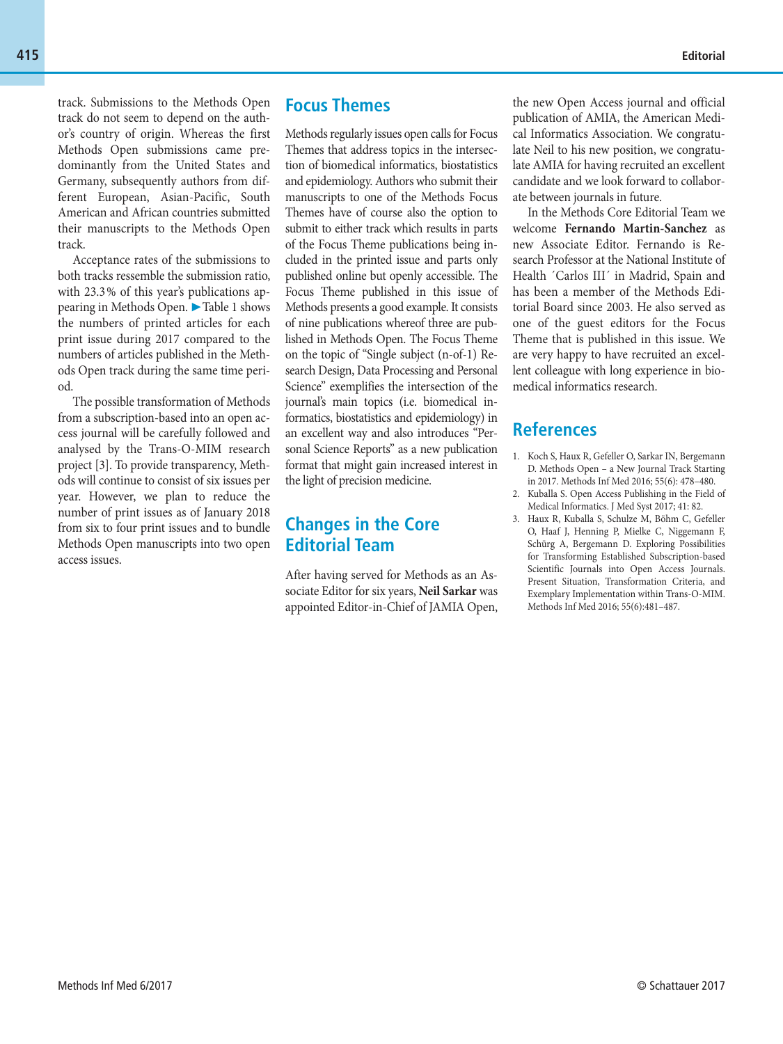track. Submissions to the Methods Open track do not seem to depend on the author's country of origin. Whereas the first Methods Open submissions came predominantly from the United States and Germany, subsequently authors from different European, Asian-Pacific, South American and African countries submitted their manuscripts to the Methods Open track.

Acceptance rates of the submissions to both tracks ressemble the submission ratio, with 23.3% of this year's publications appearing in Methods Open. ►Table 1 shows the numbers of printed articles for each print issue during 2017 compared to the numbers of articles published in the Methods Open track during the same time period.

The possible transformation of Methods from a subscription-based into an open access journal will be carefully followed and analysed by the Trans-O-MIM research project [3]. To provide transparency, Methods will continue to consist of six issues per year. However, we plan to reduce the number of print issues as of January 2018 from six to four print issues and to bundle Methods Open manuscripts into two open access issues.

## Focus Themes

Methods regularly issues open calls for Focus Themes that address topics in the intersection of biomedical informatics, biostatistics and epidemiology. Authors who submit their manuscripts to one of the Methods Focus Themes have of course also the option to submit to either track which results in parts of the Focus Theme publications being included in the printed issue and parts only published online but openly accessible. The Focus Theme published in this issue of Methods presents a good example. It consists of nine publications whereof three are published in Methods Open. The Focus Theme on the topic of "Single subject (n-of-1) Research Design, Data Processing and Personal Science" exemplifies the intersection of the journal's main topics (i.e. biomedical informatics, biostatistics and epidemiology) in an excellent way and also introduces "Personal Science Reports" as a new publication format that might gain increased interest in the light of precision medicine.

## Changes in the Core Editorial Team

After having served for Methods as an Associate Editor for six years, **Neil Sarkar** was appointed Editor-in-Chief of JAMIA Open, the new Open Access journal and official publication of AMIA, the American Medical Informatics Association. We congratulate Neil to his new position, we congratulate AMIA for having recruited an excellent candidate and we look forward to collaborate between journals in future.

In the Methods Core Editorial Team we welcome **Fernando Martin-Sanchez** as new Associate Editor. Fernando is Research Professor at the National Institute of Health ´Carlos III´ in Madrid, Spain and has been a member of the Methods Editorial Board since 2003. He also served as one of the guest editors for the Focus Theme that is published in this issue. We are very happy to have recruited an excellent colleague with long experience in biomedical informatics research.

## References

1. Koch S, Haux R, Gefeller O, Sarkar IN, Bergemann D. Methods Open – a New Journal Track Starting in 2017. Methods Inf Med 2016; 55(6): 478–480.
2. Kuballa S. Open Access Publishing in the Field of Medical Informatics. J Med Syst 2017; 41: 82.
3. Haux R, Kuballa S, Schulze M, Böhm C, Gefeller O, Haaf J, Henning P, Mielke C, Niggemann F, Schürg A, Bergemann D. Exploring Possibilities for Transforming Established Subscription-based Scientific Journals into Open Access Journals. Present Situation, Transformation Criteria, and Exemplary Implementation within Trans-O-MIM. Methods Inf Med 2016; 55(6):481–487.